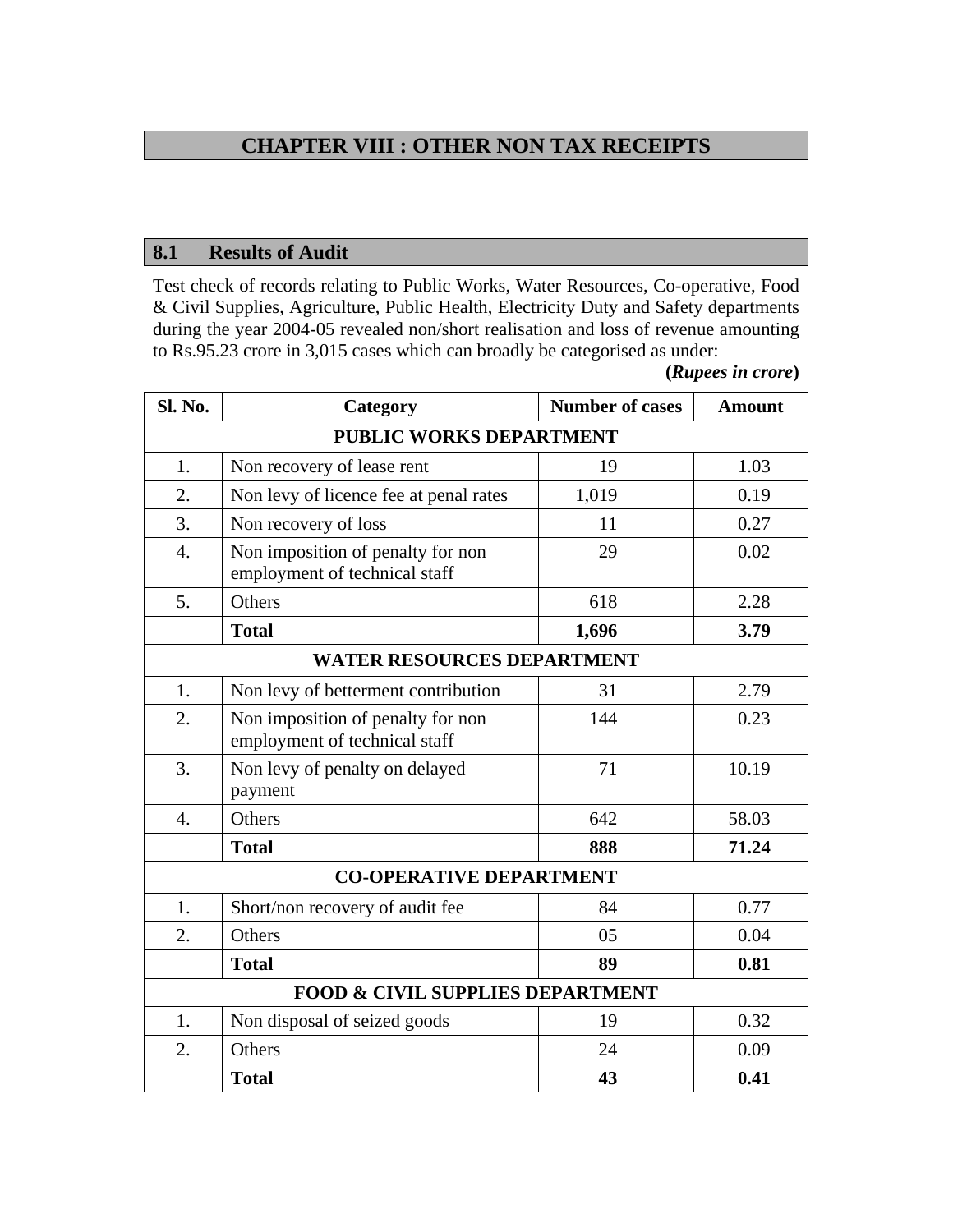# CHAPTER VIII : OTHER NON TAX RECEIPTS

## 8.1 Results of Audit

Test check of records relating to Public Works, Water Resources, Co-operative, Food & Civil Supplies, Agriculture, Public Health, Electricity Duty and Safety departments during the year 2004-05 revealed non/short realisation and loss of revenue amounting to Rs.95.23 crore in 3,015 cases which can broadly be categorised as under:

**(*Rupees in crore*)**

| Sl. No. | Category | Number of cases | Amount |
|---|---|---|---|
| **PUBLIC WORKS DEPARTMENT** | | | |
| 1. | Non recovery of lease rent | 19 | 1.03 |
| 2. | Non levy of licence fee at penal rates | 1,019 | 0.19 |
| 3. | Non recovery of loss | 11 | 0.27 |
| 4. | Non imposition of penalty for non employment of technical staff | 29 | 0.02 |
| 5. | Others | 618 | 2.28 |
| | **Total** | **1,696** | **3.79** |
| **WATER RESOURCES DEPARTMENT** | | | |
| 1. | Non levy of betterment contribution | 31 | 2.79 |
| 2. | Non imposition of penalty for non employment of technical staff | 144 | 0.23 |
| 3. | Non levy of penalty on delayed payment | 71 | 10.19 |
| 4. | Others | 642 | 58.03 |
| | **Total** | **888** | **71.24** |
| **CO-OPERATIVE DEPARTMENT** | | | |
| 1. | Short/non recovery of audit fee | 84 | 0.77 |
| 2. | Others | 05 | 0.04 |
| | **Total** | **89** | **0.81** |
| **FOOD & CIVIL SUPPLIES DEPARTMENT** | | | |
| 1. | Non disposal of seized goods | 19 | 0.32 |
| 2. | Others | 24 | 0.09 |
| | **Total** | **43** | **0.41** |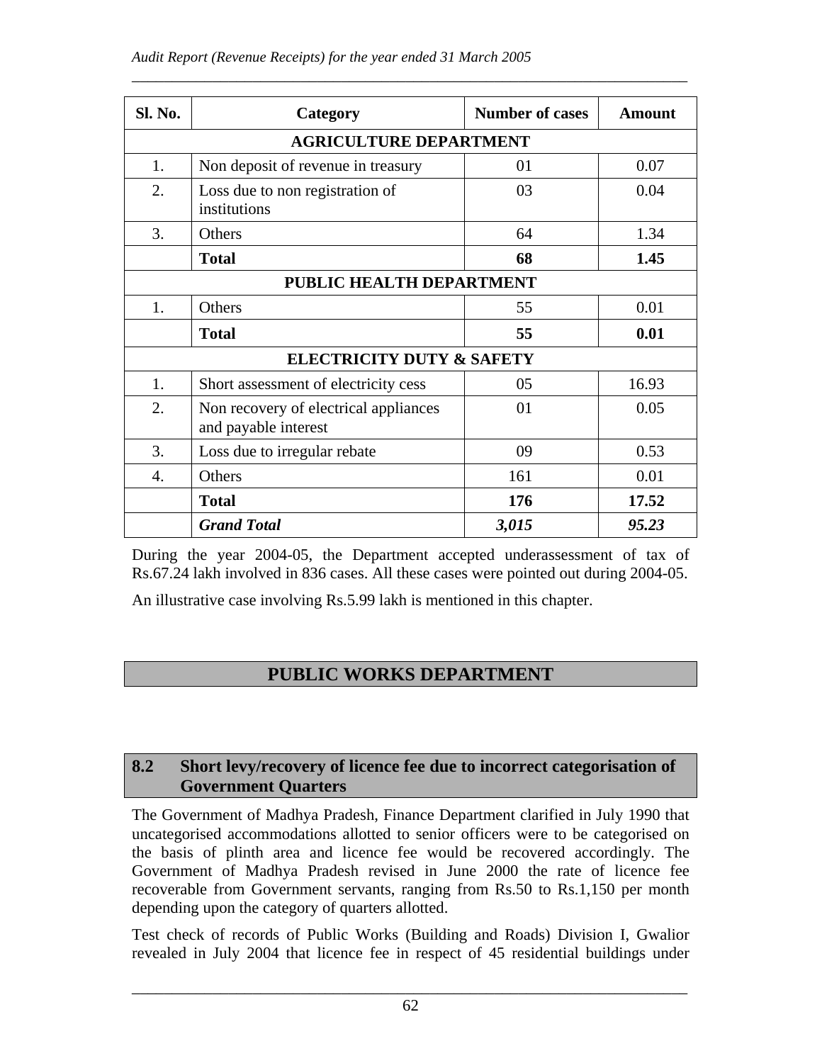| Sl. No. | Category | Number of cases | Amount |
|---|---|---|---|
| | **AGRICULTURE DEPARTMENT** | | |
| 1. | Non deposit of revenue in treasury | 01 | 0.07 |
| 2. | Loss due to non registration of institutions | 03 | 0.04 |
| 3. | Others | 64 | 1.34 |
| | **Total** | **68** | **1.45** |
| | **PUBLIC HEALTH DEPARTMENT** | | |
| 1. | Others | 55 | 0.01 |
| | **Total** | **55** | **0.01** |
| | **ELECTRICITY DUTY & SAFETY** | | |
| 1. | Short assessment of electricity cess | 05 | 16.93 |
| 2. | Non recovery of electrical appliances and payable interest | 01 | 0.05 |
| 3. | Loss due to irregular rebate | 09 | 0.53 |
| 4. | Others | 161 | 0.01 |
| | **Total** | **176** | **17.52** |
| | ***Grand Total*** | ***3,015*** | ***95.23*** |

During the year 2004-05, the Department accepted underassessment of tax of Rs.67.24 lakh involved in 836 cases. All these cases were pointed out during 2004-05.

An illustrative case involving Rs.5.99 lakh is mentioned in this chapter.

## PUBLIC WORKS DEPARTMENT

### 8.2 Short levy/recovery of licence fee due to incorrect categorisation of Government Quarters

The Government of Madhya Pradesh, Finance Department clarified in July 1990 that uncategorised accommodations allotted to senior officers were to be categorised on the basis of plinth area and licence fee would be recovered accordingly. The Government of Madhya Pradesh revised in June 2000 the rate of licence fee recoverable from Government servants, ranging from Rs.50 to Rs.1,150 per month depending upon the category of quarters allotted.

Test check of records of Public Works (Building and Roads) Division I, Gwalior revealed in July 2004 that licence fee in respect of 45 residential buildings under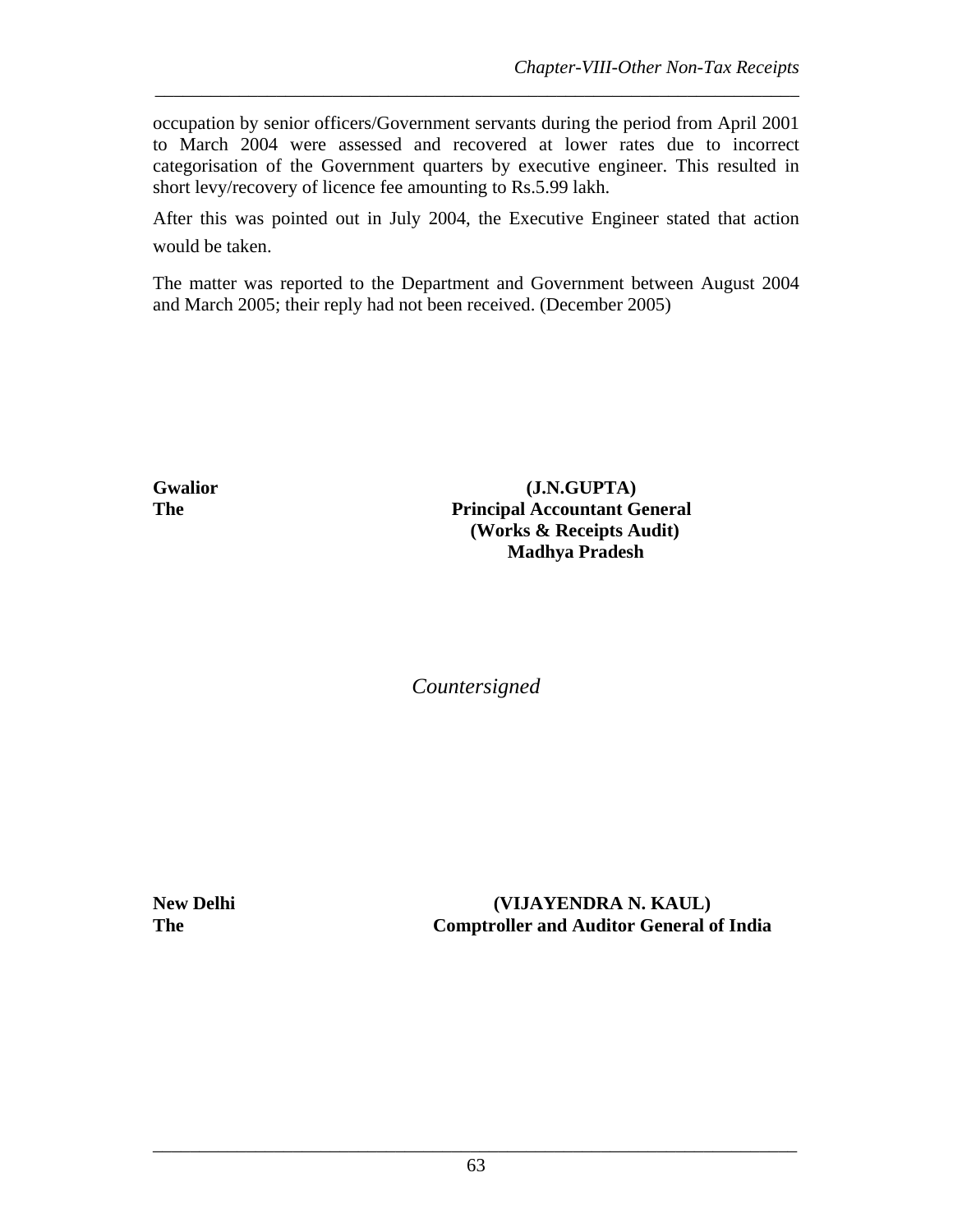occupation by senior officers/Government servants during the period from April 2001 to March 2004 were assessed and recovered at lower rates due to incorrect categorisation of the Government quarters by executive engineer. This resulted in short levy/recovery of licence fee amounting to Rs.5.99 lakh.

After this was pointed out in July 2004, the Executive Engineer stated that action would be taken.

The matter was reported to the Department and Government between August 2004 and March 2005; their reply had not been received. (December 2005)

**Gwalior**
**The**

**(J.N.GUPTA)**
**Principal Accountant General**
**(Works & Receipts Audit)**
**Madhya Pradesh**

*Countersigned*

**New Delhi**
**The**

**(VIJAYENDRA N. KAUL)**
**Comptroller and Auditor General of India**